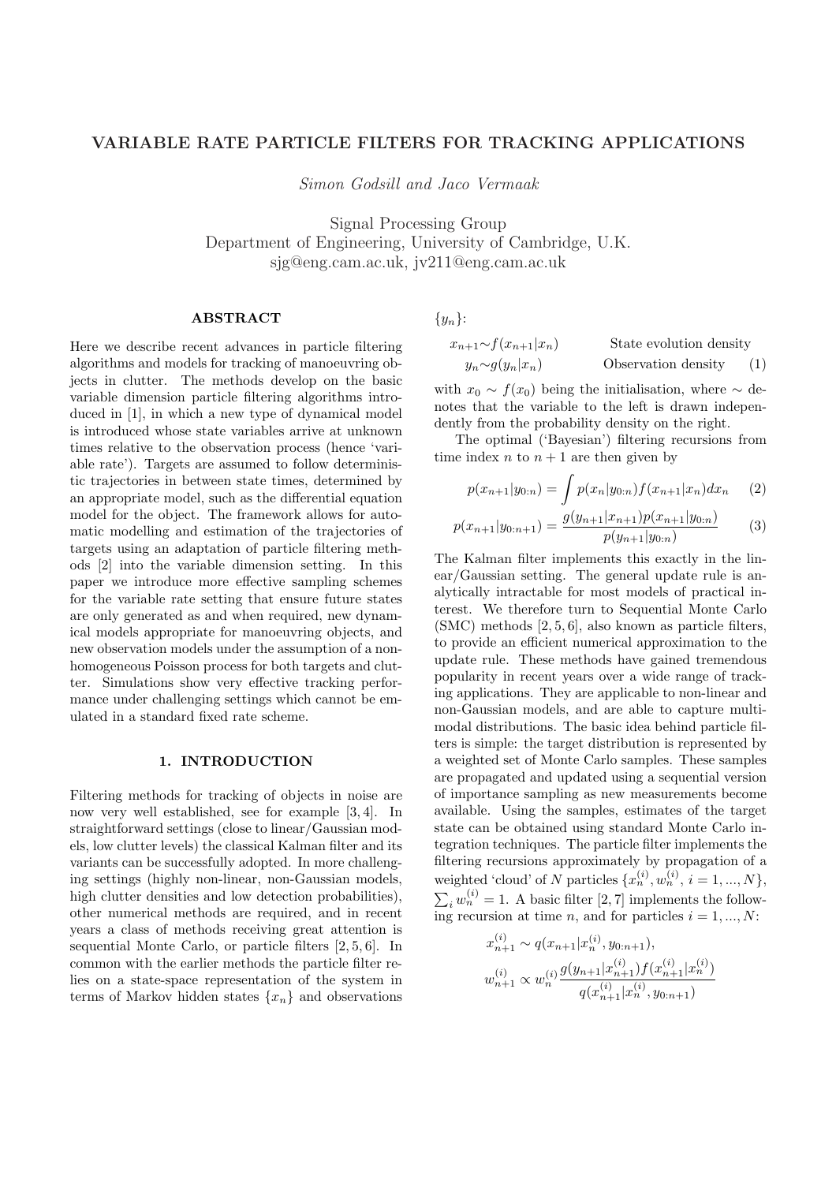#  VARIABLE RATE PARTICLE FILTERS FOR TRACKING APPLICATIONS

*Simon Godsill and Jaco Vermaak*

Signal Processing Group
Department of Engineering, University of Cambridge, U.K.
sjg@eng.cam.ac.uk, jv211@eng.cam.ac.uk

## ABSTRACT

Here we describe recent advances in particle filtering algorithms and models for tracking of manoeuvring objects in clutter. The methods develop on the basic variable dimension particle filtering algorithms introduced in [1], in which a new type of dynamical model is introduced whose state variables arrive at unknown times relative to the observation process (hence 'variable rate'). Targets are assumed to follow deterministic trajectories in between state times, determined by an appropriate model, such as the differential equation model for the object. The framework allows for automatic modelling and estimation of the trajectories of targets using an adaptation of particle filtering methods [2] into the variable dimension setting. In this paper we introduce more effective sampling schemes for the variable rate setting that ensure future states are only generated as and when required, new dynamical models appropriate for manoeuvring objects, and new observation models under the assumption of a nonhomogeneous Poisson process for both targets and clutter. Simulations show very effective tracking performance under challenging settings which cannot be emulated in a standard fixed rate scheme.

## 1. INTRODUCTION

Filtering methods for tracking of objects in noise are now very well established, see for example [3, 4]. In straightforward settings (close to linear/Gaussian models, low clutter levels) the classical Kalman filter and its variants can be successfully adopted. In more challenging settings (highly non-linear, non-Gaussian models, high clutter densities and low detection probabilities), other numerical methods are required, and in recent years a class of methods receiving great attention is sequential Monte Carlo, or particle filters [2, 5, 6]. In common with the earlier methods the particle filter relies on a state-space representation of the system in terms of Markov hidden states $\{x_n\}$ and observations $\{y_n\}$:

$$
\begin{aligned}
x_{n+1} &\sim f(x_{n+1}|x_n) && \text{State evolution density} \\
y_n &\sim g(y_n|x_n) && \text{Observation density} \qquad (1)
\end{aligned}
$$

with $x_0 \sim f(x_0)$ being the initialisation, where $\sim$ denotes that the variable to the left is drawn independently from the probability density on the right.

The optimal ('Bayesian') filtering recursions from time index $n$ to $n+1$ are then given by

$$
p(x_{n+1}|y_{0:n}) = \int p(x_n|y_{0:n}) f(x_{n+1}|x_n) dx_n \qquad (2)
$$

$$
p(x_{n+1}|y_{0:n+1}) = \frac{g(y_{n+1}|x_{n+1}) p(x_{n+1}|y_{0:n})}{p(y_{n+1}|y_{0:n})} \qquad (3)
$$

The Kalman filter implements this exactly in the linear/Gaussian setting. The general update rule is analytically intractable for most models of practical interest. We therefore turn to Sequential Monte Carlo (SMC) methods [2, 5, 6], also known as particle filters, to provide an efficient numerical approximation to the update rule. These methods have gained tremendous popularity in recent years over a wide range of tracking applications. They are applicable to non-linear and non-Gaussian models, and are able to capture multi-modal distributions. The basic idea behind particle filters is simple: the target distribution is represented by a weighted set of Monte Carlo samples. These samples are propagated and updated using a sequential version of importance sampling as new measurements become available. Using the samples, estimates of the target state can be obtained using standard Monte Carlo integration techniques. The particle filter implements the filtering recursions approximately by propagation of a weighted 'cloud' of $N$ particles $\{x_n^{(i)}, w_n^{(i)}, i = 1, ..., N\}$, $\sum_i w_n^{(i)} = 1$. A basic filter [2, 7] implements the following recursion at time $n$, and for particles $i = 1, ..., N$:

$$
x_{n+1}^{(i)} \sim q(x_{n+1}|x_n^{(i)}, y_{0:n+1}),
$$

$$
w_{n+1}^{(i)} \propto w_n^{(i)} \frac{g(y_{n+1}|x_{n+1}^{(i)}) f(x_{n+1}^{(i)}|x_n^{(i)})}{q(x_{n+1}^{(i)}|x_n^{(i)}, y_{0:n+1})}
$$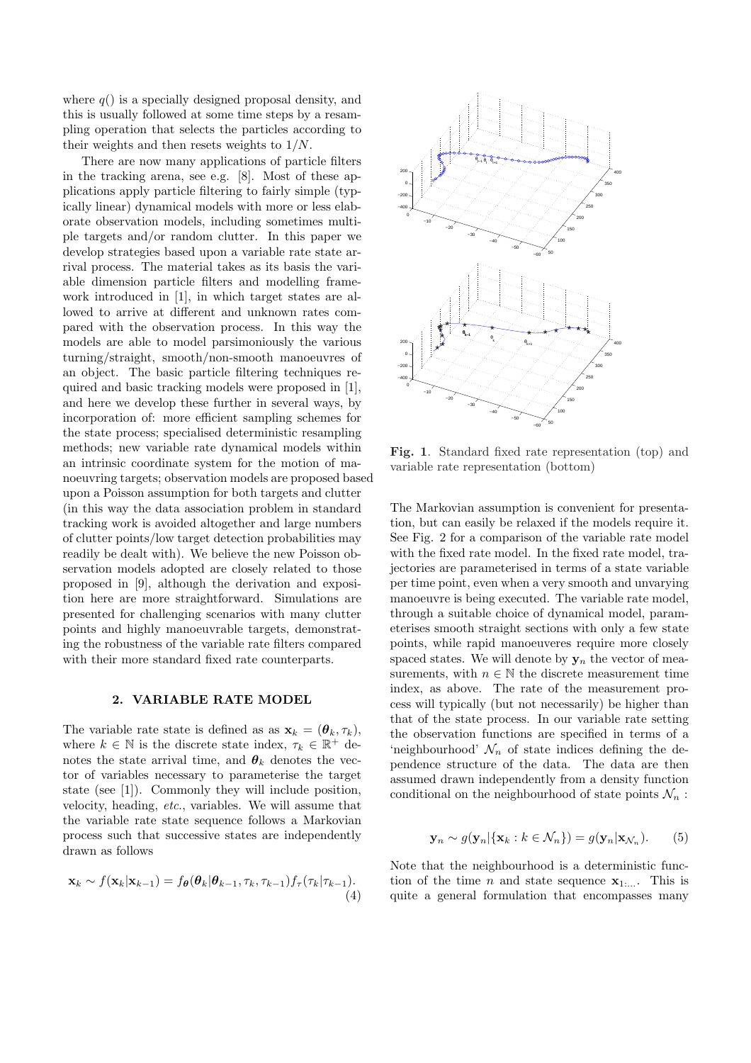where $q()$ is a specially designed proposal density, and this is usually followed at some time steps by a resampling operation that selects the particles according to their weights and then resets weights to $1/N$.

There are now many applications of particle filters in the tracking arena, see e.g. [8]. Most of these applications apply particle filtering to fairly simple (typically linear) dynamical models with more or less elaborate observation models, including sometimes multiple targets and/or random clutter. In this paper we develop strategies based upon a variable rate state arrival process. The material takes as its basis the variable dimension particle filters and modelling framework introduced in [1], in which target states are allowed to arrive at different and unknown rates compared with the observation process. In this way the models are able to model parsimoniously the various turning/straight, smooth/non-smooth manoeuvres of an object. The basic particle filtering techniques required and basic tracking models were proposed in [1], and here we develop these further in several ways, by incorporation of: more efficient sampling schemes for the state process; specialised deterministic resampling methods; new variable rate dynamical models within an intrinsic coordinate system for the motion of manoeuvring targets; observation models are proposed based upon a Poisson assumption for both targets and clutter (in this way the data association problem in standard tracking work is avoided altogether and large numbers of clutter points/low target detection probabilities may readily be dealt with). We believe the new Poisson observation models adopted are closely related to those proposed in [9], although the derivation and exposition here are more straightforward. Simulations are presented for challenging scenarios with many clutter points and highly manoeuvrable targets, demonstrating the robustness of the variable rate filters compared with their more standard fixed rate counterparts.

## 2. VARIABLE RATE MODEL

The variable rate state is defined as as $\mathbf{x}_k = (\boldsymbol{\theta}_k, \tau_k)$, where $k \in \mathbb{N}$ is the discrete state index, $\tau_k \in \mathbb{R}^+$ denotes the state arrival time, and $\boldsymbol{\theta}_k$ denotes the vector of variables necessary to parameterise the target state (see [1]). Commonly they will include position, velocity, heading, *etc.*, variables. We will assume that the variable rate state sequence follows a Markovian process such that successive states are independently drawn as follows

$$\mathbf{x}_k \sim f(\mathbf{x}_k|\mathbf{x}_{k-1}) = f_{\boldsymbol{\theta}}(\boldsymbol{\theta}_k|\boldsymbol{\theta}_{k-1}, \tau_k, \tau_{k-1}) f_\tau(\tau_k|\tau_{k-1}). \tag{4}$$

**Fig. 1**. Standard fixed rate representation (top) and variable rate representation (bottom)

The Markovian assumption is convenient for presentation, but can easily be relaxed if the models require it. See Fig. 2 for a comparison of the variable rate model with the fixed rate model. In the fixed rate model, trajectories are parameterised in terms of a state variable per time point, even when a very smooth and unvarying manoeuvre is being executed. The variable rate model, through a suitable choice of dynamical model, parameterises smooth straight sections with only a few state points, while rapid manoeuveres require more closely spaced states. We will denote by $\mathbf{y}_n$ the vector of measurements, with $n \in \mathbb{N}$ the discrete measurement time index, as above. The rate of the measurement process will typically (but not necessarily) be higher than that of the state process. In our variable rate setting the observation functions are specified in terms of a 'neighbourhood' $\mathcal{N}_n$ of state indices defining the dependence structure of the data. The data are then assumed drawn independently from a density function conditional on the neighbourhood of state points $\mathcal{N}_n$ :

$$\mathbf{y}_n \sim g(\mathbf{y}_n|\{\mathbf{x}_k : k \in \mathcal{N}_n\}) = g(\mathbf{y}_n|\mathbf{x}_{\mathcal{N}_n}). \tag{5}$$

Note that the neighbourhood is a deterministic function of the time $n$ and state sequence $\mathbf{x}_{1:\ldots}$. This is quite a general formulation that encompasses many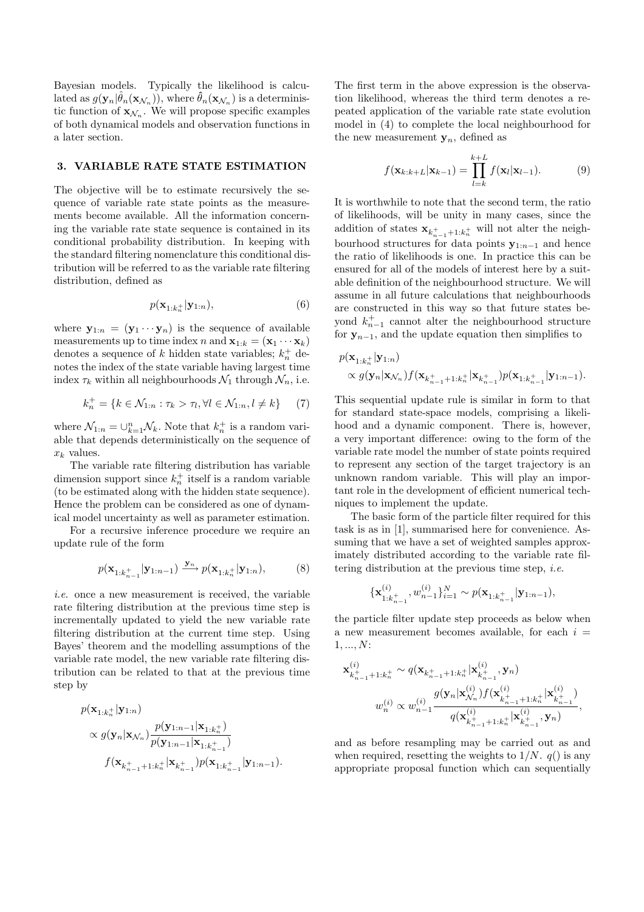Bayesian models. Typically the likelihood is calculated as $g(\mathbf{y}_n|\hat{\theta}_n(\mathbf{x}_{\mathcal{N}_n}))$, where $\hat{\theta}_n(\mathbf{x}_{\mathcal{N}_n})$ is a deterministic function of $\mathbf{x}_{\mathcal{N}_n}$. We will propose specific examples of both dynamical models and observation functions in a later section.

## 3. VARIABLE RATE STATE ESTIMATION

The objective will be to estimate recursively the sequence of variable rate state points as the measurements become available. All the information concerning the variable rate state sequence is contained in its conditional probability distribution. In keeping with the standard filtering nomenclature this conditional distribution will be referred to as the variable rate filtering distribution, defined as

$$p(\mathbf{x}_{1:k_n^+}|\mathbf{y}_{1:n}), \tag{6}$$

where $\mathbf{y}_{1:n} = (\mathbf{y}_1 \cdots \mathbf{y}_n)$ is the sequence of available measurements up to time index $n$ and $\mathbf{x}_{1:k} = (\mathbf{x}_1 \cdots \mathbf{x}_k)$ denotes a sequence of $k$ hidden state variables; $k_n^+$ denotes the index of the state variable having largest time index $\tau_k$ within all neighbourhoods $\mathcal{N}_1$ through $\mathcal{N}_n$, i.e.

$$k_n^+ = \{k \in \mathcal{N}_{1:n} : \tau_k > \tau_l, \forall l \in \mathcal{N}_{1:n}, l \neq k\} \tag{7}$$

where $\mathcal{N}_{1:n} = \cup_{k=1}^{n} \mathcal{N}_k$. Note that $k_n^+$ is a random variable that depends deterministically on the sequence of $x_k$ values.

The variable rate filtering distribution has variable dimension support since $k_n^+$ itself is a random variable (to be estimated along with the hidden state sequence). Hence the problem can be considered as one of dynamical model uncertainty as well as parameter estimation.

For a recursive inference procedure we require an update rule of the form

$$p(\mathbf{x}_{1:k_{n-1}^+}|\mathbf{y}_{1:n-1}) \xrightarrow{\mathbf{y}_n} p(\mathbf{x}_{1:k_n^+}|\mathbf{y}_{1:n}), \tag{8}$$

*i.e.* once a new measurement is received, the variable rate filtering distribution at the previous time step is incrementally updated to yield the new variable rate filtering distribution at the current time step. Using Bayes' theorem and the modelling assumptions of the variable rate model, the new variable rate filtering distribution can be related to that at the previous time step by

$$\begin{aligned} &p(\mathbf{x}_{1:k_n^+}|\mathbf{y}_{1:n}) \\ &\propto g(\mathbf{y}_n|\mathbf{x}_{\mathcal{N}_n}) \frac{p(\mathbf{y}_{1:n-1}|\mathbf{x}_{1:k_n^+})}{p(\mathbf{y}_{1:n-1}|\mathbf{x}_{1:k_{n-1}^+})} \\ &\quad f(\mathbf{x}_{k_{n-1}^+ +1:k_n^+}|\mathbf{x}_{k_{n-1}^+}) p(\mathbf{x}_{1:k_{n-1}^+}|\mathbf{y}_{1:n-1}). \end{aligned}$$

The first term in the above expression is the observation likelihood, whereas the third term denotes a repeated application of the variable rate state evolution model in (4) to complete the local neighbourhood for the new measurement $\mathbf{y}_n$, defined as

$$f(\mathbf{x}_{k:k+L}|\mathbf{x}_{k-1}) = \prod_{l=k}^{k+L} f(\mathbf{x}_l|\mathbf{x}_{l-1}). \tag{9}$$

It is worthwhile to note that the second term, the ratio of likelihoods, will be unity in many cases, since the addition of states $\mathbf{x}_{k_{n-1}^+ +1:k_n^+}$ will not alter the neighbourhood structures for data points $\mathbf{y}_{1:n-1}$ and hence the ratio of likelihoods is one. In practice this can be ensured for all of the models of interest here by a suitable definition of the neighbourhood structure. We will assume in all future calculations that neighbourhoods are constructed in this way so that future states beyond $k_{n-1}^+$ cannot alter the neighbourhood structure for $\mathbf{y}_{n-1}$, and the update equation then simplifies to

$$\begin{aligned} &p(\mathbf{x}_{1:k_n^+}|\mathbf{y}_{1:n}) \\ &\propto g(\mathbf{y}_n|\mathbf{x}_{\mathcal{N}_n}) f(\mathbf{x}_{k_{n-1}^+ +1:k_n^+}|\mathbf{x}_{k_{n-1}^+}) p(\mathbf{x}_{1:k_{n-1}^+}|\mathbf{y}_{1:n-1}). \end{aligned}$$

This sequential update rule is similar in form to that for standard state-space models, comprising a likelihood and a dynamic component. There is, however, a very important difference: owing to the form of the variable rate model the number of state points required to represent any section of the target trajectory is an unknown random variable. This will play an important role in the development of efficient numerical techniques to implement the update.

The basic form of the particle filter required for this task is as in [1], summarised here for convenience. Assuming that we have a set of weighted samples approximately distributed according to the variable rate filtering distribution at the previous time step, *i.e.*

$$\{\mathbf{x}_{1:k_{n-1}^+}^{(i)}, w_{n-1}^{(i)}\}_{i=1}^{N} \sim p(\mathbf{x}_{1:k_{n-1}^+}|\mathbf{y}_{1:n-1}),$$

the particle filter update step proceeds as below when a new measurement becomes available, for each $i = 1, ..., N$:

$$\begin{aligned} \mathbf{x}_{k_{n-1}^+ +1:k_n^+}^{(i)} &\sim q(\mathbf{x}_{k_{n-1}^+ +1:k_n^+}|\mathbf{x}_{k_{n-1}^+}^{(i)}, \mathbf{y}_n) \\ w_n^{(i)} &\propto w_{n-1}^{(i)} \frac{g(\mathbf{y}_n|\mathbf{x}_{\mathcal{N}_n}^{(i)}) f(\mathbf{x}_{k_{n-1}^+ +1:k_n^+}^{(i)}|\mathbf{x}_{k_{n-1}^+}^{(i)})}{q(\mathbf{x}_{k_{n-1}^+ +1:k_n^+}^{(i)}|\mathbf{x}_{k_{n-1}^+}^{(i)}, \mathbf{y}_n)}, \end{aligned}$$

and as before resampling may be carried out as and when required, resetting the weights to $1/N$. $q()$ is any appropriate proposal function which can sequentially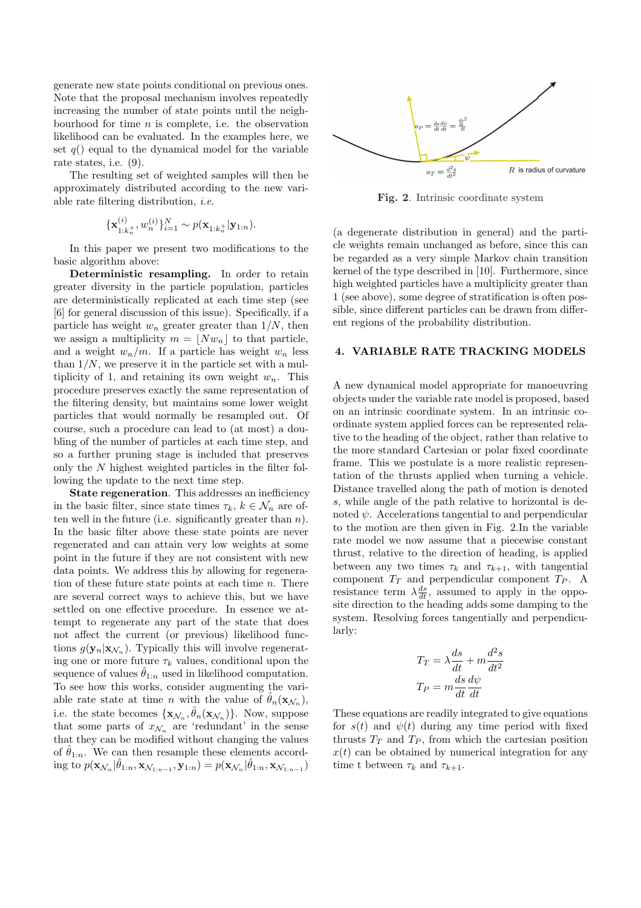generate new state points conditional on previous ones. Note that the proposal mechanism involves repeatedly increasing the number of state points until the neighbourhood for time $n$ is complete, i.e. the observation likelihood can be evaluated. In the examples here, we set $q()$ equal to the dynamical model for the variable rate states, i.e. (9).

The resulting set of weighted samples will then be approximately distributed according to the new variable rate filtering distribution, *i.e.*

$$\{\mathbf{x}^{(i)}_{1:k_n^+}, w_n^{(i)}\}_{i=1}^N \sim p(\mathbf{x}_{1:k_n^+}|\mathbf{y}_{1:n}).$$

In this paper we present two modifications to the basic algorithm above:

**Deterministic resampling.** In order to retain greater diversity in the particle population, particles are deterministically replicated at each time step (see [6] for general discussion of this issue). Specifically, if a particle has weight $w_n$ greater greater than $1/N$, then we assign a multiplicity $m = \lfloor N w_n \rfloor$ to that particle, and a weight $w_n/m$. If a particle has weight $w_n$ less than $1/N$, we preserve it in the particle set with a multiplicity of 1, and retaining its own weight $w_n$. This procedure preserves exactly the same representation of the filtering density, but maintains some lower weight particles that would normally be resampled out. Of course, such a procedure can lead to (at most) a doubling of the number of particles at each time step, and so a further pruning stage is included that preserves only the $N$ highest weighted particles in the filter following the update to the next time step.

**State regeneration**. This addresses an inefficiency in the basic filter, since state times $\tau_k$, $k \in \mathcal{N}_n$ are often well in the future (i.e. significantly greater than $n$). In the basic filter above these state points are never regenerated and can attain very low weights at some point in the future if they are not consistent with new data points. We address this by allowing for regeneration of these future state points at each time $n$. There are several correct ways to achieve this, but we have settled on one effective procedure. In essence we attempt to regenerate any part of the state that does not affect the current (or previous) likelihood functions $g(\mathbf{y}_n|\mathbf{x}_{\mathcal{N}_n})$. Typically this will involve regenerating one or more future $\tau_k$ values, conditional upon the sequence of values $\hat{\theta}_{1:n}$ used in likelihood computation. To see how this works, consider augmenting the variable rate state at time $n$ with the value of $\hat{\theta}_n(\mathbf{x}_{\mathcal{N}_n})$, i.e. the state becomes $\{\mathbf{x}_{\mathcal{N}_n}, \hat{\theta}_n(\mathbf{x}_{\mathcal{N}_n})\}$. Now, suppose that some parts of $x_{\mathcal{N}_n}$ are 'redundant' in the sense that they can be modified without changing the values of $\hat{\theta}_{1:n}$. We can then resample these elements according to $p(\mathbf{x}_{\mathcal{N}_n}|\hat{\theta}_{1:n}, \mathbf{x}_{\mathcal{N}_{1:n-1}}, \mathbf{y}_{1:n}) = p(\mathbf{x}_{\mathcal{N}_n}|\hat{\theta}_{1:n}, \mathbf{x}_{\mathcal{N}_{1:n-1}})$ (a degenerate distribution in general) and the particle weights remain unchanged as before, since this can be regarded as a very simple Markov chain transition kernel of the type described in [10]. Furthermore, since high weighted particles have a multiplicity greater than 1 (see above), some degree of stratification is often possible, since different particles can be drawn from different regions of the probability distribution.

$a_P = \frac{ds}{dt}\frac{d\psi}{dt} = \frac{\frac{ds}{dt}^2}{R}$

$\psi$

$a_T = \frac{d^2s}{dt^2}$

$R$ is radius of curvature

**Fig. 2**. Intrinsic coordinate system

## 4. VARIABLE RATE TRACKING MODELS

A new dynamical model appropriate for manoeuvring objects under the variable rate model is proposed, based on an intrinsic coordinate system. In an intrinsic coordinate system applied forces can be represented relative to the heading of the object, rather than relative to the more standard Cartesian or polar fixed coordinate frame. This we postulate is a more realistic representation of the thrusts applied when turning a vehicle. Distance travelled along the path of motion is denoted $s$, while angle of the path relative to horizontal is denoted $\psi$. Accelerations tangential to and perpendicular to the motion are then given in Fig. 2.In the variable rate model we now assume that a piecewise constant thrust, relative to the direction of heading, is applied between any two times $\tau_k$ and $\tau_{k+1}$, with tangential component $T_T$ and perpendicular component $T_P$. A resistance term $\lambda\frac{ds}{dt}$, assumed to apply in the opposite direction to the heading adds some damping to the system. Resolving forces tangentially and perpendicularly:

$$T_T = \lambda\frac{ds}{dt} + m\frac{d^2s}{dt^2}$$

$$T_P = m\frac{ds}{dt}\frac{d\psi}{dt}$$

These equations are readily integrated to give equations for $s(t)$ and $\psi(t)$ during any time period with fixed thrusts $T_T$ and $T_P$, from which the cartesian position $x(t)$ can be obtained by numerical integration for any time t between $\tau_k$ and $\tau_{k+1}$.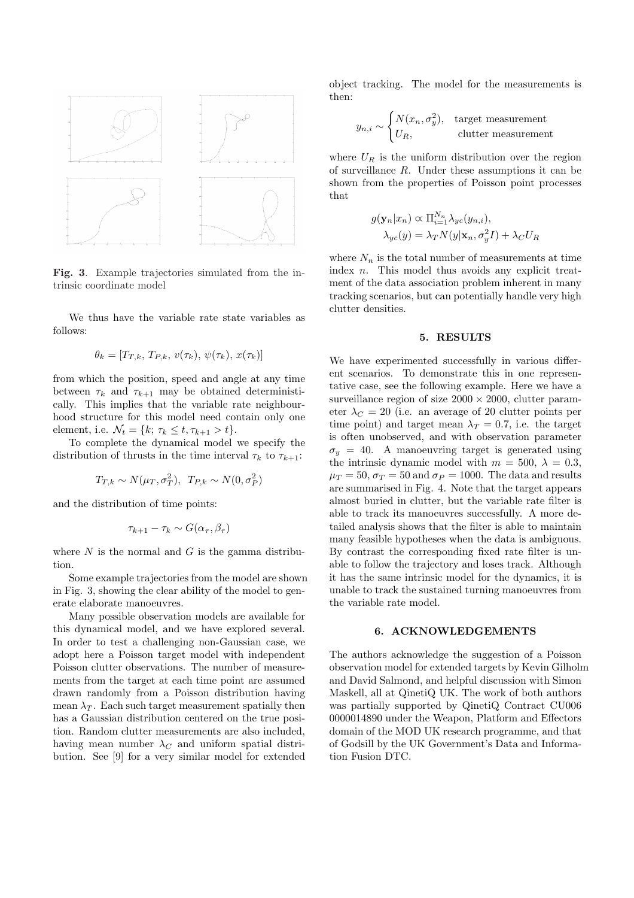Fig. 3. Example trajectories simulated from the intrinsic coordinate model

We thus have the variable rate state variables as follows:

$$\theta_k = [T_{T,k},\ T_{P,k},\ v(\tau_k),\ \psi(\tau_k),\ x(\tau_k)]$$

from which the position, speed and angle at any time between $\tau_k$ and $\tau_{k+1}$ may be obtained deterministically. This implies that the variable rate neighbourhood structure for this model need contain only one element, i.e. $\mathcal{N}_t = \{k;\ \tau_k \leq t, \tau_{k+1} > t\}$.

To complete the dynamical model we specify the distribution of thrusts in the time interval $\tau_k$ to $\tau_{k+1}$:

$$T_{T,k} \sim N(\mu_T, \sigma_T^2),\ \ T_{P,k} \sim N(0, \sigma_P^2)$$

and the distribution of time points:

$$\tau_{k+1} - \tau_k \sim G(\alpha_\tau, \beta_\tau)$$

where $N$ is the normal and $G$ is the gamma distribution.

Some example trajectories from the model are shown in Fig. 3, showing the clear ability of the model to generate elaborate manoeuvres.

Many possible observation models are available for this dynamical model, and we have explored several. In order to test a challenging non-Gaussian case, we adopt here a Poisson target model with independent Poisson clutter observations. The number of measurements from the target at each time point are assumed drawn randomly from a Poisson distribution having mean $\lambda_T$. Each such target measurement spatially then has a Gaussian distribution centered on the true position. Random clutter measurements are also included, having mean number $\lambda_C$ and uniform spatial distribution. See [9] for a very similar model for extended object tracking. The model for the measurements is then:

$$y_{n,i} \sim \begin{cases} N(x_n, \sigma_y^2), & \text{target measurement} \\ U_R, & \text{clutter measurement} \end{cases}$$

where $U_R$ is the uniform distribution over the region of surveillance $R$. Under these assumptions it can be shown from the properties of Poisson point processes that

$$g(\mathbf{y}_n | x_n) \propto \Pi_{i=1}^{N_n} \lambda_{yc}(y_{n,i}),$$
$$\lambda_{yc}(y) = \lambda_T N(y | \mathbf{x}_n, \sigma_y^2 I) + \lambda_C U_R$$

where $N_n$ is the total number of measurements at time index $n$. This model thus avoids any explicit treatment of the data association problem inherent in many tracking scenarios, but can potentially handle very high clutter densities.

## 5. RESULTS

We have experimented successfully in various different scenarios. To demonstrate this in one representative case, see the following example. Here we have a surveillance region of size $2000 \times 2000$, clutter parameter $\lambda_C = 20$ (i.e. an average of 20 clutter points per time point) and target mean $\lambda_T = 0.7$, i.e. the target is often unobserved, and with observation parameter $\sigma_y = 40$. A manoeuvring target is generated using the intrinsic dynamic model with $m = 500$, $\lambda = 0.3$, $\mu_T = 50$, $\sigma_T = 50$ and $\sigma_P = 1000$. The data and results are summarised in Fig. 4. Note that the target appears almost buried in clutter, but the variable rate filter is able to track its manoeuvres successfully. A more detailed analysis shows that the filter is able to maintain many feasible hypotheses when the data is ambiguous. By contrast the corresponding fixed rate filter is unable to follow the trajectory and loses track. Although it has the same intrinsic model for the dynamics, it is unable to track the sustained turning manoeuvres from the variable rate model.

## 6. ACKNOWLEDGEMENTS

The authors acknowledge the suggestion of a Poisson observation model for extended targets by Kevin Gilholm and David Salmond, and helpful discussion with Simon Maskell, all at QinetiQ UK. The work of both authors was partially supported by QinetiQ Contract CU006 0000014890 under the Weapon, Platform and Effectors domain of the MOD UK research programme, and that of Godsill by the UK Government's Data and Information Fusion DTC.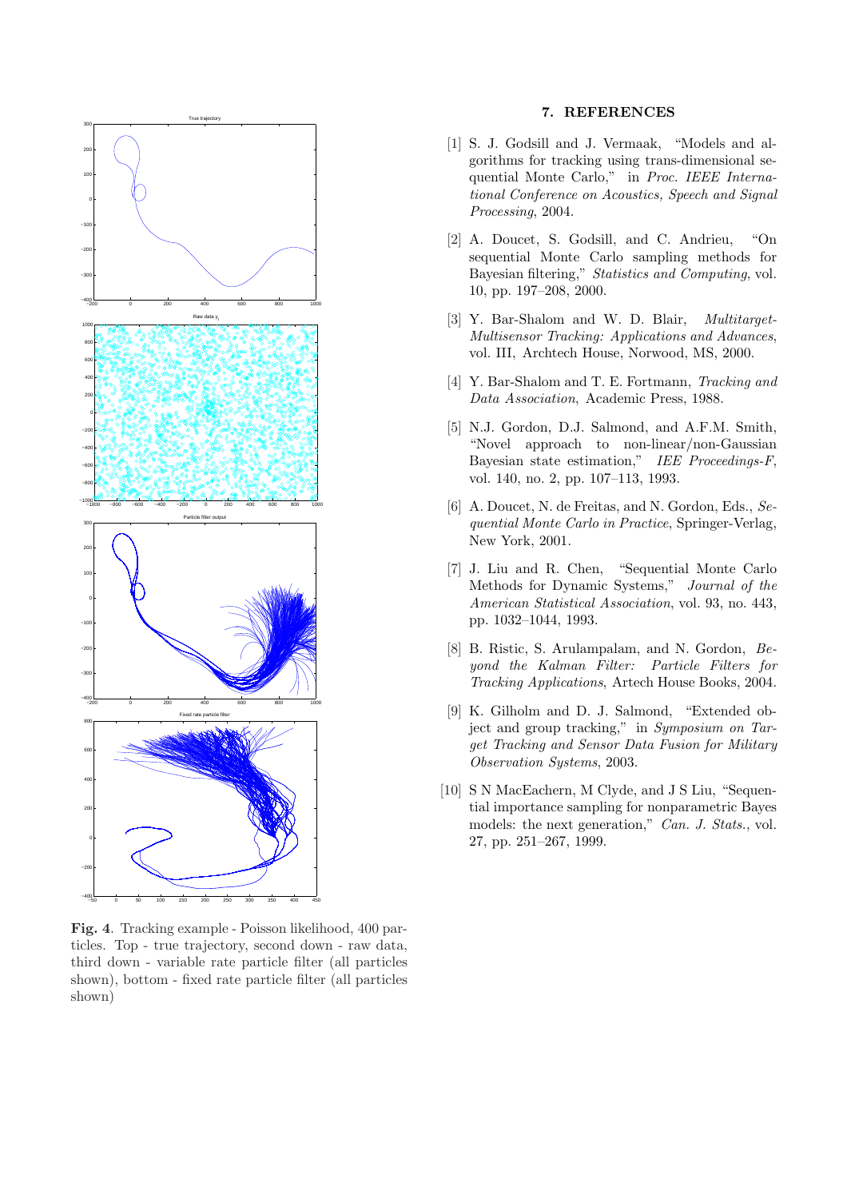True trajectory

300
200
100
0
−100
−200
−300
−400
−200 0 200 400 600 800 1000

Raw data $y_i$

1000
800
600
400
200
0
−200
−400
−600
−800
−1000
−1000 −800 −600 −400 −200 0 200 400 600 800 1000

Particle filter output

300
200
100
0
−100
−200
−300
−400
−200 0 200 400 600 800 1000

Fixed rate particle filter

800
600
400
200
0
−200
−400
−50 0 50 100 150 200 250 300 350 400 450

**Fig. 4**. Tracking example - Poisson likelihood, 400 particles. Top - true trajectory, second down - raw data, third down - variable rate particle filter (all particles shown), bottom - fixed rate particle filter (all particles shown)

## 7. REFERENCES

[1] S. J. Godsill and J. Vermaak, "Models and algorithms for tracking using trans-dimensional sequential Monte Carlo," in *Proc. IEEE International Conference on Acoustics, Speech and Signal Processing*, 2004.

[2] A. Doucet, S. Godsill, and C. Andrieu, "On sequential Monte Carlo sampling methods for Bayesian filtering," *Statistics and Computing*, vol. 10, pp. 197–208, 2000.

[3] Y. Bar-Shalom and W. D. Blair, *Multitarget-Multisensor Tracking: Applications and Advances*, vol. III, Archtech House, Norwood, MS, 2000.

[4] Y. Bar-Shalom and T. E. Fortmann, *Tracking and Data Association*, Academic Press, 1988.

[5] N.J. Gordon, D.J. Salmond, and A.F.M. Smith, "Novel approach to non-linear/non-Gaussian Bayesian state estimation," *IEE Proceedings-F*, vol. 140, no. 2, pp. 107–113, 1993.

[6] A. Doucet, N. de Freitas, and N. Gordon, Eds., *Sequential Monte Carlo in Practice*, Springer-Verlag, New York, 2001.

[7] J. Liu and R. Chen, "Sequential Monte Carlo Methods for Dynamic Systems," *Journal of the American Statistical Association*, vol. 93, no. 443, pp. 1032–1044, 1993.

[8] B. Ristic, S. Arulampalam, and N. Gordon, *Beyond the Kalman Filter: Particle Filters for Tracking Applications*, Artech House Books, 2004.

[9] K. Gilholm and D. J. Salmond, "Extended object and group tracking," in *Symposium on Target Tracking and Sensor Data Fusion for Military Observation Systems*, 2003.

[10] S N MacEachern, M Clyde, and J S Liu, "Sequential importance sampling for nonparametric Bayes models: the next generation," *Can. J. Stats.*, vol. 27, pp. 251–267, 1999.